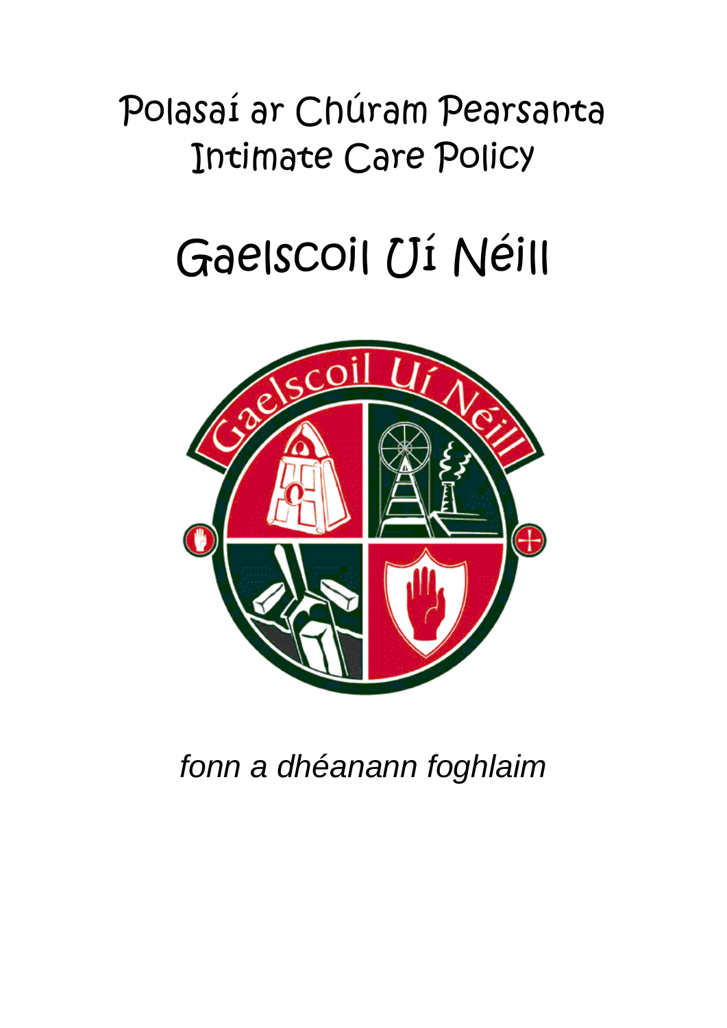# Polasaí ar Chúram Pearsanta
# Intimate Care Policy

# Gaelscoil Uí Néill

*fonn a dhéanann foghlaim*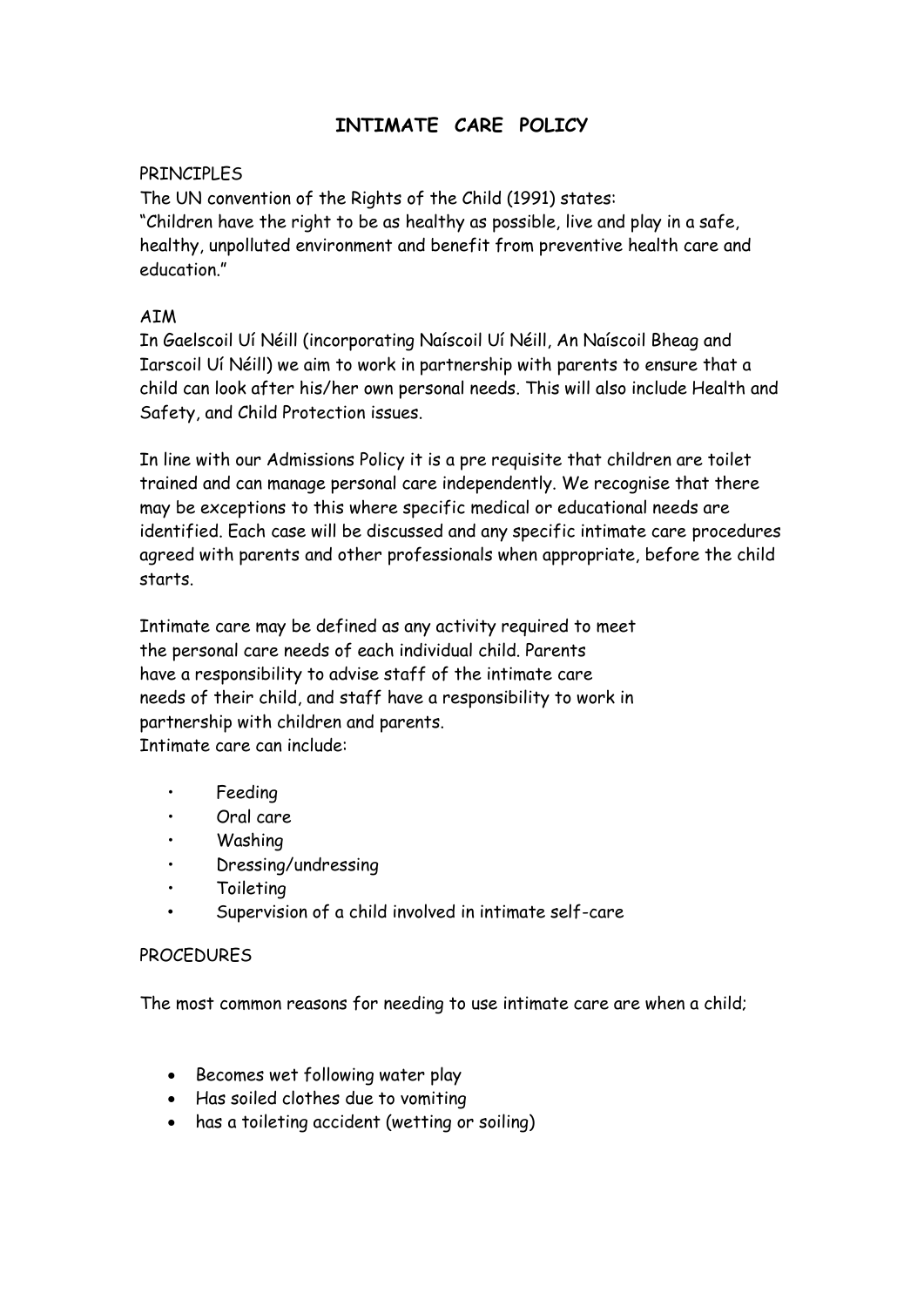# INTIMATE CARE POLICY

PRINCIPLES

The UN convention of the Rights of the Child (1991) states:
"Children have the right to be as healthy as possible, live and play in a safe, healthy, unpolluted environment and benefit from preventive health care and education."

AIM

In Gaelscoil Uí Néill (incorporating Naíscoil Uí Néill, An Naíscoil Bheag and Iarscoil Uí Néill) we aim to work in partnership with parents to ensure that a child can look after his/her own personal needs. This will also include Health and Safety, and Child Protection issues.

In line with our Admissions Policy it is a pre requisite that children are toilet trained and can manage personal care independently. We recognise that there may be exceptions to this where specific medical or educational needs are identified. Each case will be discussed and any specific intimate care procedures agreed with parents and other professionals when appropriate, before the child starts.

Intimate care may be defined as any activity required to meet the personal care needs of each individual child. Parents have a responsibility to advise staff of the intimate care needs of their child, and staff have a responsibility to work in partnership with children and parents.
Intimate care can include:

- Feeding
- Oral care
- Washing
- Dressing/undressing
- Toileting
- Supervision of a child involved in intimate self-care

PROCEDURES

The most common reasons for needing to use intimate care are when a child;

- Becomes wet following water play
- Has soiled clothes due to vomiting
- has a toileting accident (wetting or soiling)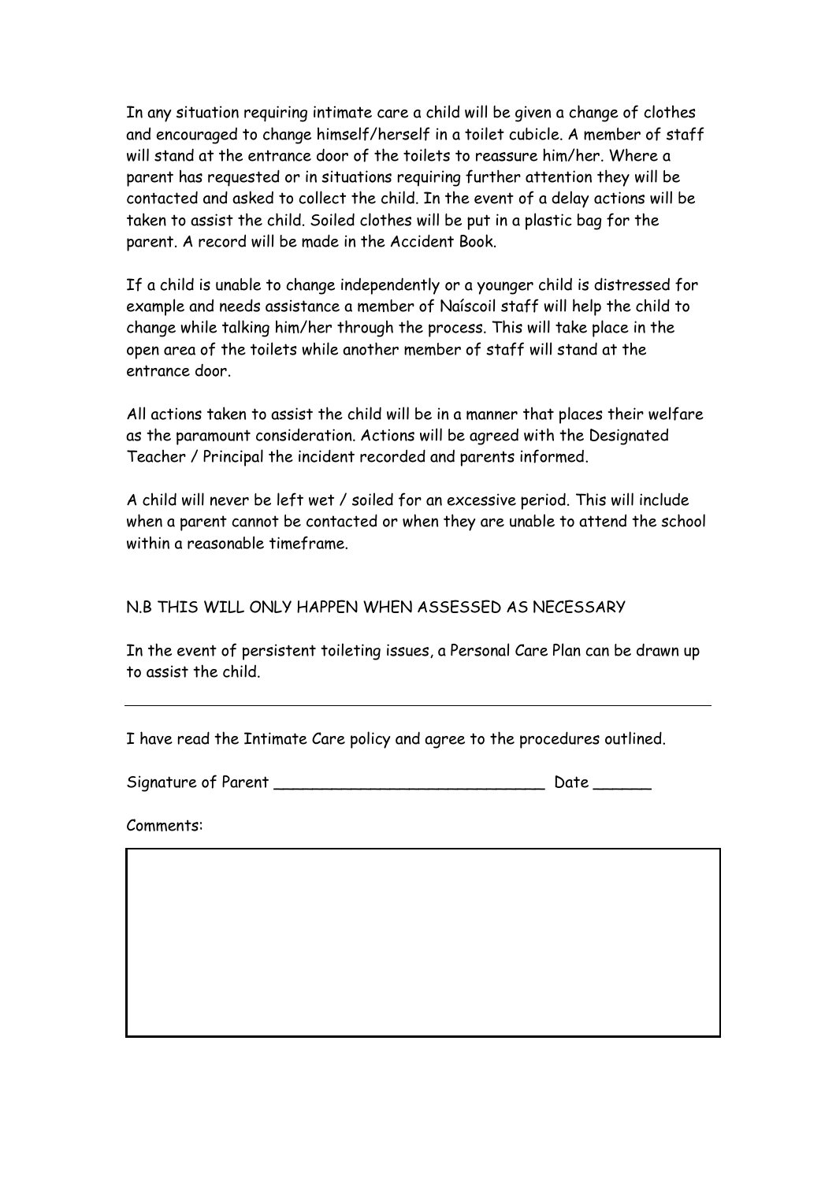In any situation requiring intimate care a child will be given a change of clothes and encouraged to change himself/herself in a toilet cubicle. A member of staff will stand at the entrance door of the toilets to reassure him/her. Where a parent has requested or in situations requiring further attention they will be contacted and asked to collect the child. In the event of a delay actions will be taken to assist the child. Soiled clothes will be put in a plastic bag for the parent. A record will be made in the Accident Book.

If a child is unable to change independently or a younger child is distressed for example and needs assistance a member of Naíscoil staff will help the child to change while talking him/her through the process. This will take place in the open area of the toilets while another member of staff will stand at the entrance door.

All actions taken to assist the child will be in a manner that places their welfare as the paramount consideration. Actions will be agreed with the Designated Teacher / Principal the incident recorded and parents informed.

A child will never be left wet / soiled for an excessive period. This will include when a parent cannot be contacted or when they are unable to attend the school within a reasonable timeframe.

N.B THIS WILL ONLY HAPPEN WHEN ASSESSED AS NECESSARY

In the event of persistent toileting issues, a Personal Care Plan can be drawn up to assist the child.

---

I have read the Intimate Care policy and agree to the procedures outlined.

Signature of Parent ____________________________ Date ______

Comments: